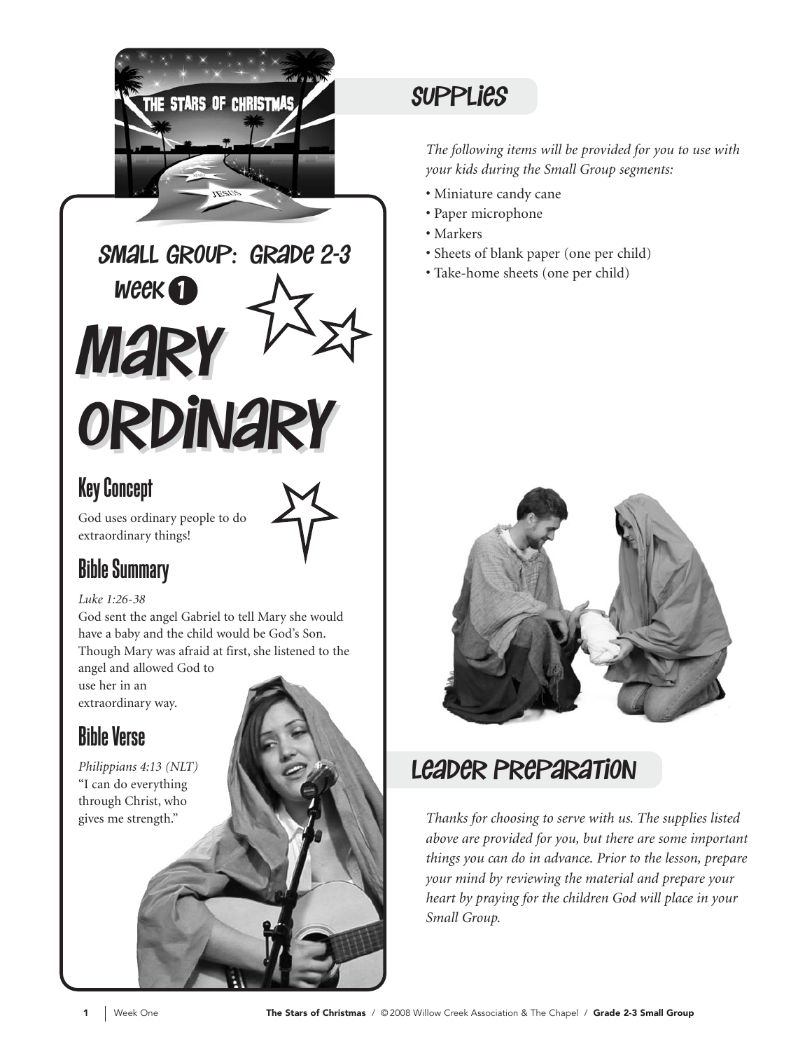# Small Group: Grade 2-3

## Week 1

# Mary Ordinary

## Key Concept

God uses ordinary people to do extraordinary things!

## Bible Summary

*Luke 1:26-38*

God sent the angel Gabriel to tell Mary she would have a baby and the child would be God's Son. Though Mary was afraid at first, she listened to the angel and allowed God to use her in an extraordinary way.

## Bible Verse

*Philippians 4:13 (NLT)*

"I can do everything through Christ, who gives me strength."

## Supplies

*The following items will be provided for you to use with your kids during the Small Group segments:*

- Miniature candy cane
- Paper microphone
- Markers
- Sheets of blank paper (one per child)
- Take-home sheets (one per child)

## Leader Preparation

*Thanks for choosing to serve with us. The supplies listed above are provided for you, but there are some important things you can do in advance. Prior to the lesson, prepare your mind by reviewing the material and prepare your heart by praying for the children God will place in your Small Group.*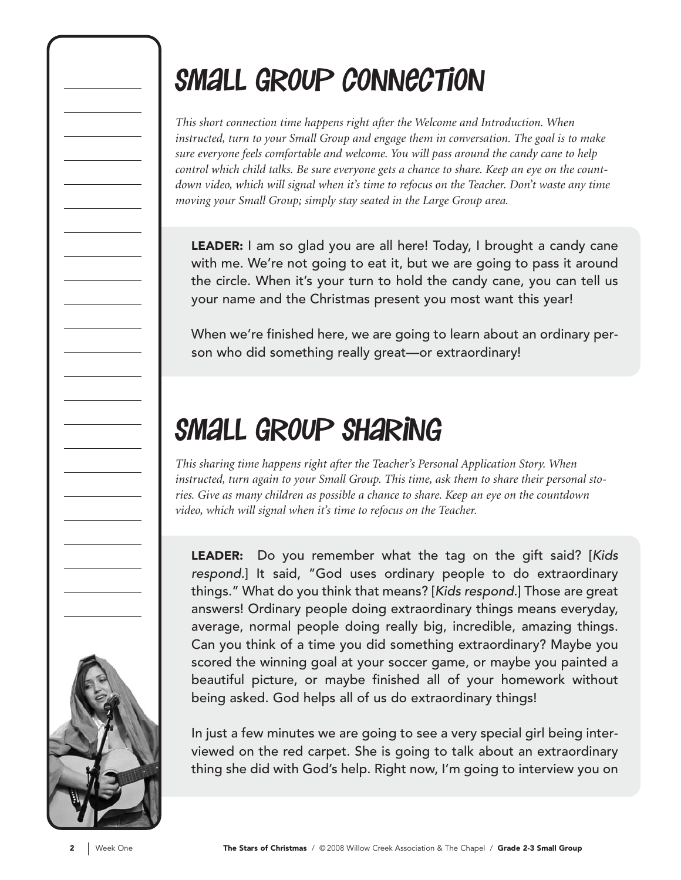# Small Group Connection

*This short connection time happens right after the Welcome and Introduction. When instructed, turn to your Small Group and engage them in conversation. The goal is to make sure everyone feels comfortable and welcome. You will pass around the candy cane to help control which child talks. Be sure everyone gets a chance to share. Keep an eye on the countdown video, which will signal when it's time to refocus on the Teacher. Don't waste any time moving your Small Group; simply stay seated in the Large Group area.*

**LEADER:** I am so glad you are all here! Today, I brought a candy cane with me. We're not going to eat it, but we are going to pass it around the circle. When it's your turn to hold the candy cane, you can tell us your name and the Christmas present you most want this year!

When we're finished here, we are going to learn about an ordinary person who did something really great—or extraordinary!

# Small Group Sharing

*This sharing time happens right after the Teacher's Personal Application Story. When instructed, turn again to your Small Group. This time, ask them to share their personal stories. Give as many children as possible a chance to share. Keep an eye on the countdown video, which will signal when it's time to refocus on the Teacher.*

**LEADER:** Do you remember what the tag on the gift said? [*Kids respond.*] It said, "God uses ordinary people to do extraordinary things." What do you think that means? [*Kids respond.*] Those are great answers! Ordinary people doing extraordinary things means everyday, average, normal people doing really big, incredible, amazing things. Can you think of a time you did something extraordinary? Maybe you scored the winning goal at your soccer game, or maybe you painted a beautiful picture, or maybe finished all of your homework without being asked. God helps all of us do extraordinary things!

In just a few minutes we are going to see a very special girl being interviewed on the red carpet. She is going to talk about an extraordinary thing she did with God's help. Right now, I'm going to interview you on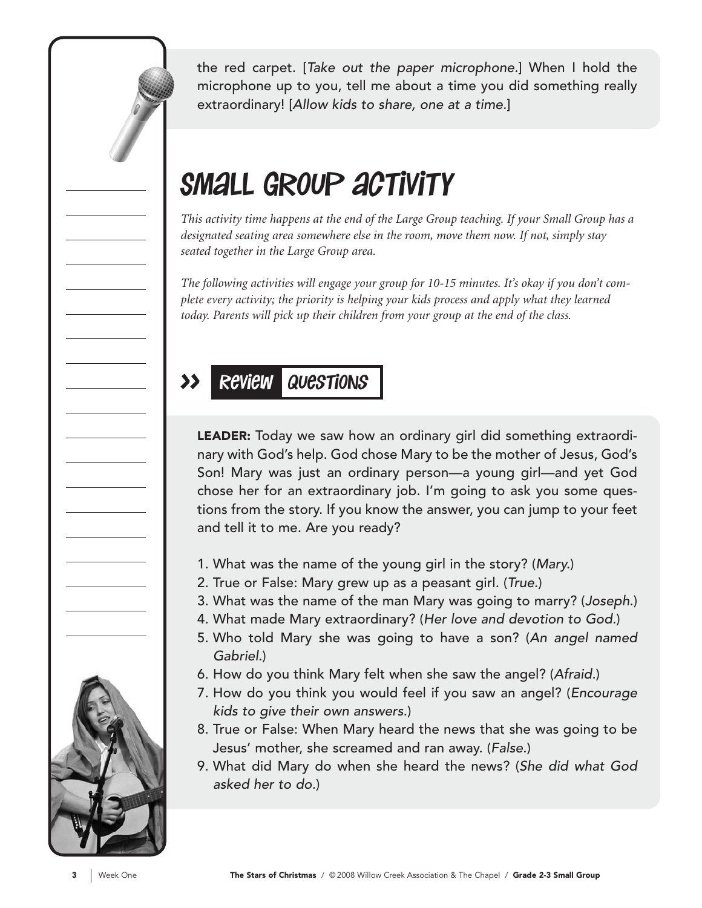the red carpet. [*Take out the paper microphone.*] When I hold the microphone up to you, tell me about a time you did something really extraordinary! [*Allow kids to share, one at a time.*]

## Small Group Activity

*This activity time happens at the end of the Large Group teaching. If your Small Group has a designated seating area somewhere else in the room, move them now. If not, simply stay seated together in the Large Group area.*

*The following activities will engage your group for 10-15 minutes. It's okay if you don't complete every activity; the priority is helping your kids process and apply what they learned today. Parents will pick up their children from your group at the end of the class.*

### >> Review Questions

**LEADER:** Today we saw how an ordinary girl did something extraordinary with God's help. God chose Mary to be the mother of Jesus, God's Son! Mary was just an ordinary person—a young girl—and yet God chose her for an extraordinary job. I'm going to ask you some questions from the story. If you know the answer, you can jump to your feet and tell it to me. Are you ready?

1. What was the name of the young girl in the story? (*Mary.*)
2. True or False: Mary grew up as a peasant girl. (*True.*)
3. What was the name of the man Mary was going to marry? (*Joseph.*)
4. What made Mary extraordinary? (*Her love and devotion to God.*)
5. Who told Mary she was going to have a son? (*An angel named Gabriel.*)
6. How do you think Mary felt when she saw the angel? (*Afraid.*)
7. How do you think you would feel if you saw an angel? (*Encourage kids to give their own answers.*)
8. True or False: When Mary heard the news that she was going to be Jesus' mother, she screamed and ran away. (*False.*)
9. What did Mary do when she heard the news? (*She did what God asked her to do.*)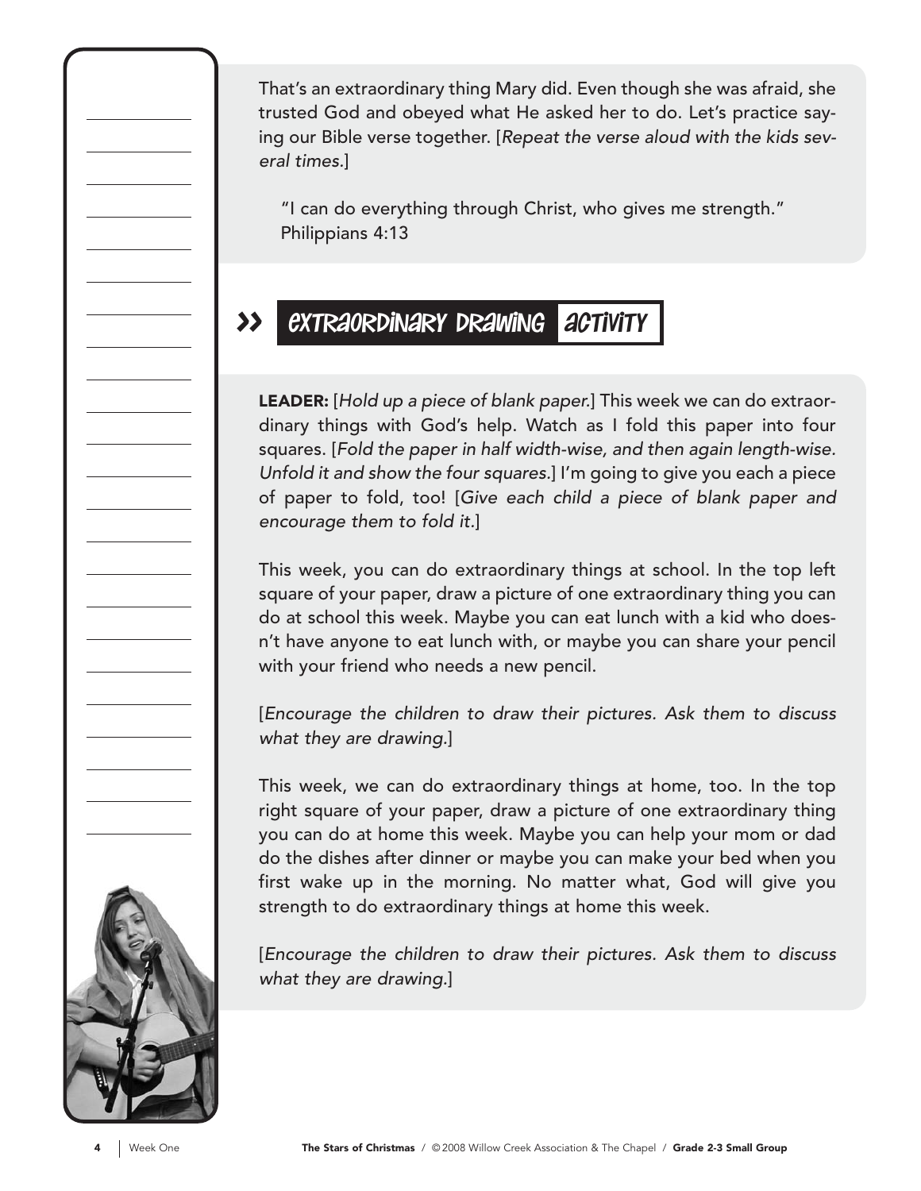That's an extraordinary thing Mary did. Even though she was afraid, she trusted God and obeyed what He asked her to do. Let's practice saying our Bible verse together. [*Repeat the verse aloud with the kids several times.*]

"I can do everything through Christ, who gives me strength." Philippians 4:13

## EXTRAORDINARY DRAWING ACTIVITY

**LEADER:** [*Hold up a piece of blank paper.*] This week we can do extraordinary things with God's help. Watch as I fold this paper into four squares. [*Fold the paper in half width-wise, and then again length-wise. Unfold it and show the four squares.*] I'm going to give you each a piece of paper to fold, too! [*Give each child a piece of blank paper and encourage them to fold it.*]

This week, you can do extraordinary things at school. In the top left square of your paper, draw a picture of one extraordinary thing you can do at school this week. Maybe you can eat lunch with a kid who doesn't have anyone to eat lunch with, or maybe you can share your pencil with your friend who needs a new pencil.

[*Encourage the children to draw their pictures. Ask them to discuss what they are drawing.*]

This week, we can do extraordinary things at home, too. In the top right square of your paper, draw a picture of one extraordinary thing you can do at home this week. Maybe you can help your mom or dad do the dishes after dinner or maybe you can make your bed when you first wake up in the morning. No matter what, God will give you strength to do extraordinary things at home this week.

[*Encourage the children to draw their pictures. Ask them to discuss what they are drawing.*]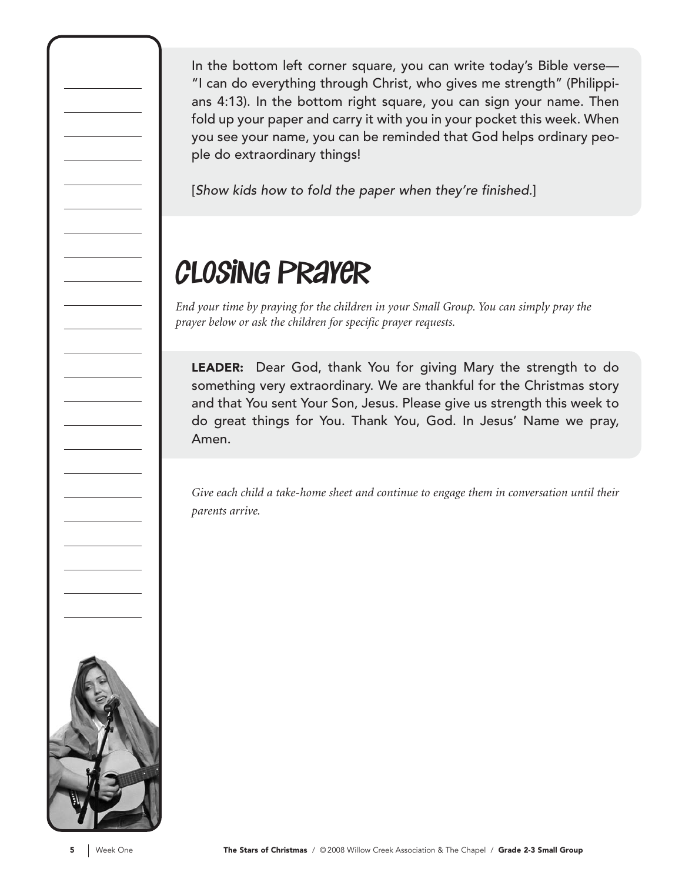In the bottom left corner square, you can write today's Bible verse—"I can do everything through Christ, who gives me strength" (Philippians 4:13). In the bottom right square, you can sign your name. Then fold up your paper and carry it with you in your pocket this week. When you see your name, you can be reminded that God helps ordinary people do extraordinary things!

[*Show kids how to fold the paper when they're finished.*]

## Closing Prayer

*End your time by praying for the children in your Small Group. You can simply pray the prayer below or ask the children for specific prayer requests.*

**LEADER:** Dear God, thank You for giving Mary the strength to do something very extraordinary. We are thankful for the Christmas story and that You sent Your Son, Jesus. Please give us strength this week to do great things for You. Thank You, God. In Jesus' Name we pray, Amen.

*Give each child a take-home sheet and continue to engage them in conversation until their parents arrive.*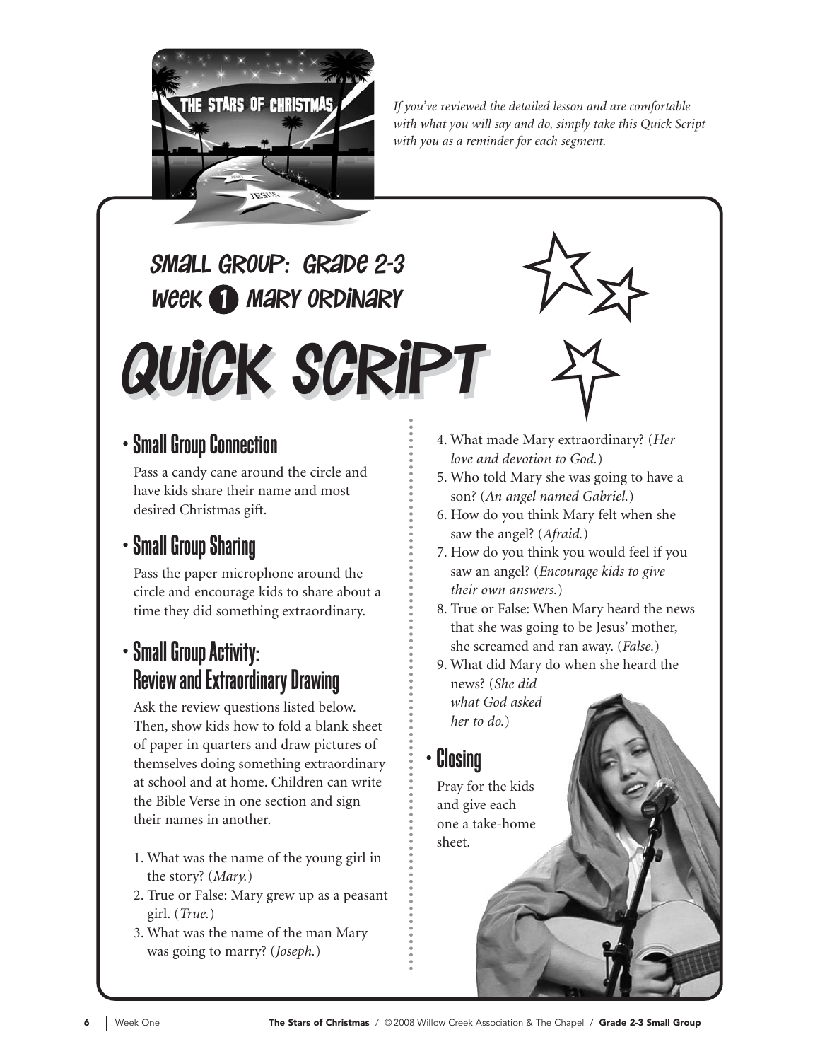*If you've reviewed the detailed lesson and are comfortable with what you will say and do, simply take this Quick Script with you as a reminder for each segment.*

## Small Group: Grade 2-3
## Week 1 Mary Ordinary

# Quick Script

### • Small Group Connection

Pass a candy cane around the circle and have kids share their name and most desired Christmas gift.

### • Small Group Sharing

Pass the paper microphone around the circle and encourage kids to share about a time they did something extraordinary.

### • Small Group Activity: Review and Extraordinary Drawing

Ask the review questions listed below. Then, show kids how to fold a blank sheet of paper in quarters and draw pictures of themselves doing something extraordinary at school and at home. Children can write the Bible Verse in one section and sign their names in another.

1. What was the name of the young girl in the story? (*Mary.*)
2. True or False: Mary grew up as a peasant girl. (*True.*)
3. What was the name of the man Mary was going to marry? (*Joseph.*)
4. What made Mary extraordinary? (*Her love and devotion to God.*)
5. Who told Mary she was going to have a son? (*An angel named Gabriel.*)
6. How do you think Mary felt when she saw the angel? (*Afraid.*)
7. How do you think you would feel if you saw an angel? (*Encourage kids to give their own answers.*)
8. True or False: When Mary heard the news that she was going to be Jesus' mother, she screamed and ran away. (*False.*)
9. What did Mary do when she heard the news? (*She did what God asked her to do.*)

### • Closing

Pray for the kids and give each one a take-home sheet.